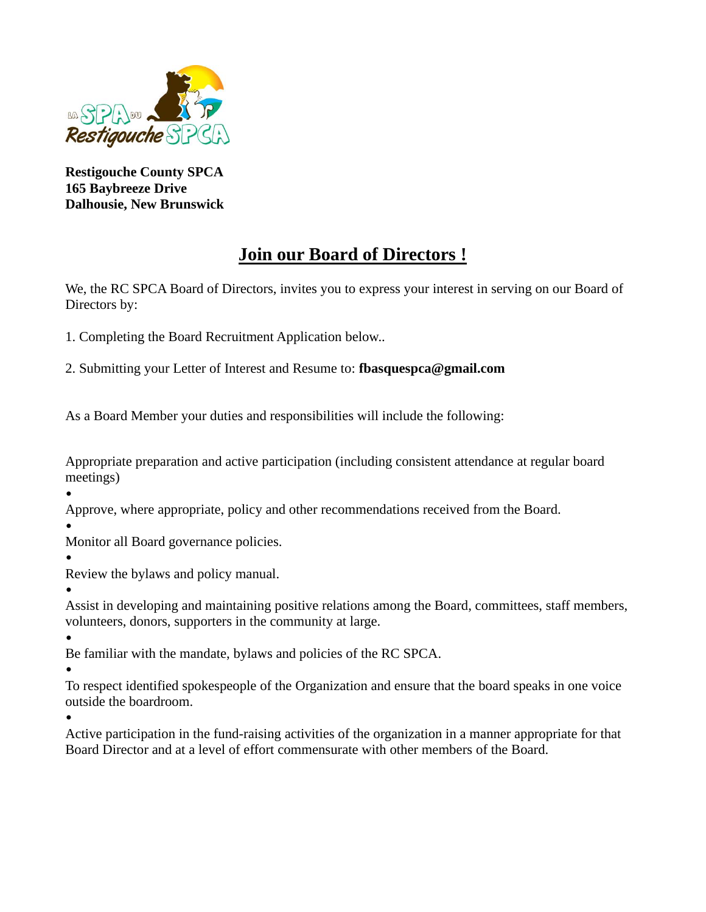**Restigouche County SPCA**
**165 Baybreeze Drive**
**Dalhousie, New Brunswick**

# Join our Board of Directors !

We, the RC SPCA Board of Directors, invites you to express your interest in serving on our Board of Directors by:

1. Completing the Board Recruitment Application below..

2. Submitting your Letter of Interest and Resume to: **fbasquespca@gmail.com**

As a Board Member your duties and responsibilities will include the following:

- Appropriate preparation and active participation (including consistent attendance at regular board meetings)
- Approve, where appropriate, policy and other recommendations received from the Board.
- Monitor all Board governance policies.
- Review the bylaws and policy manual.
- Assist in developing and maintaining positive relations among the Board, committees, staff members, volunteers, donors, supporters in the community at large.
- Be familiar with the mandate, bylaws and policies of the RC SPCA.
- To respect identified spokespeople of the Organization and ensure that the board speaks in one voice outside the boardroom.
- Active participation in the fund-raising activities of the organization in a manner appropriate for that Board Director and at a level of effort commensurate with other members of the Board.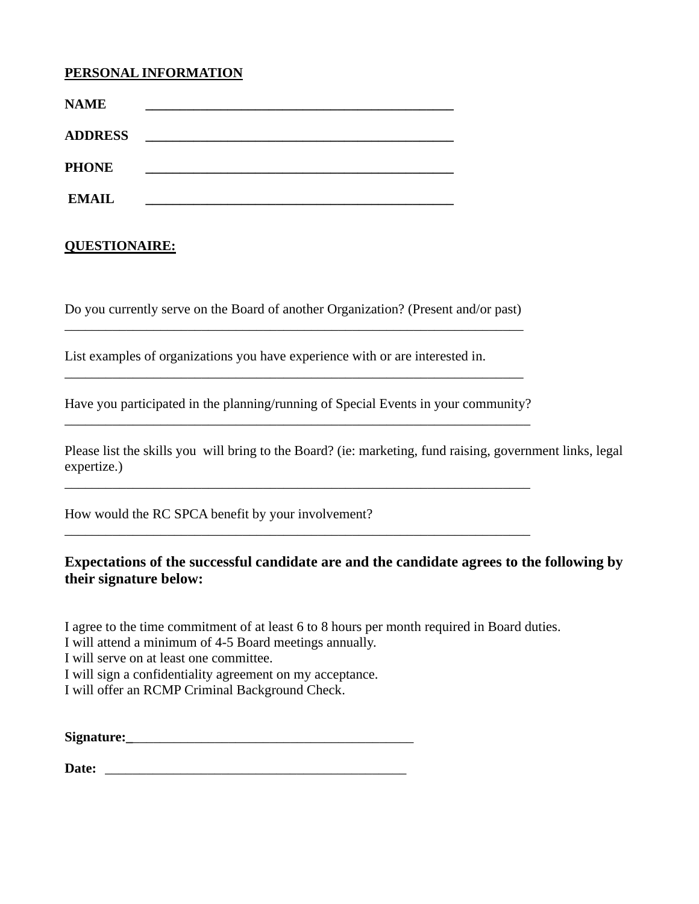**PERSONAL INFORMATION**

**NAME** ______________________________________________

**ADDRESS** ______________________________________________

**PHONE** ______________________________________________

**EMAIL** ______________________________________________

**QUESTIONAIRE:**

Do you currently serve on the Board of another Organization? (Present and/or past)
______________________________________________________________________

List examples of organizations you have experience with or are interested in.
______________________________________________________________________

Have you participated in the planning/running of Special Events in your community?
______________________________________________________________________

Please list the skills you will bring to the Board? (ie: marketing, fund raising, government links, legal expertize.)
______________________________________________________________________

How would the RC SPCA benefit by your involvement?
______________________________________________________________________

**Expectations of the successful candidate are and the candidate agrees to the following by their signature below:**

I agree to the time commitment of at least 6 to 8 hours per month required in Board duties.
I will attend a minimum of 4-5 Board meetings annually.
I will serve on at least one committee.
I will sign a confidentiality agreement on my acceptance.
I will offer an RCMP Criminal Background Check.

**Signature:**__________________________________________

**Date:** ____________________________________________